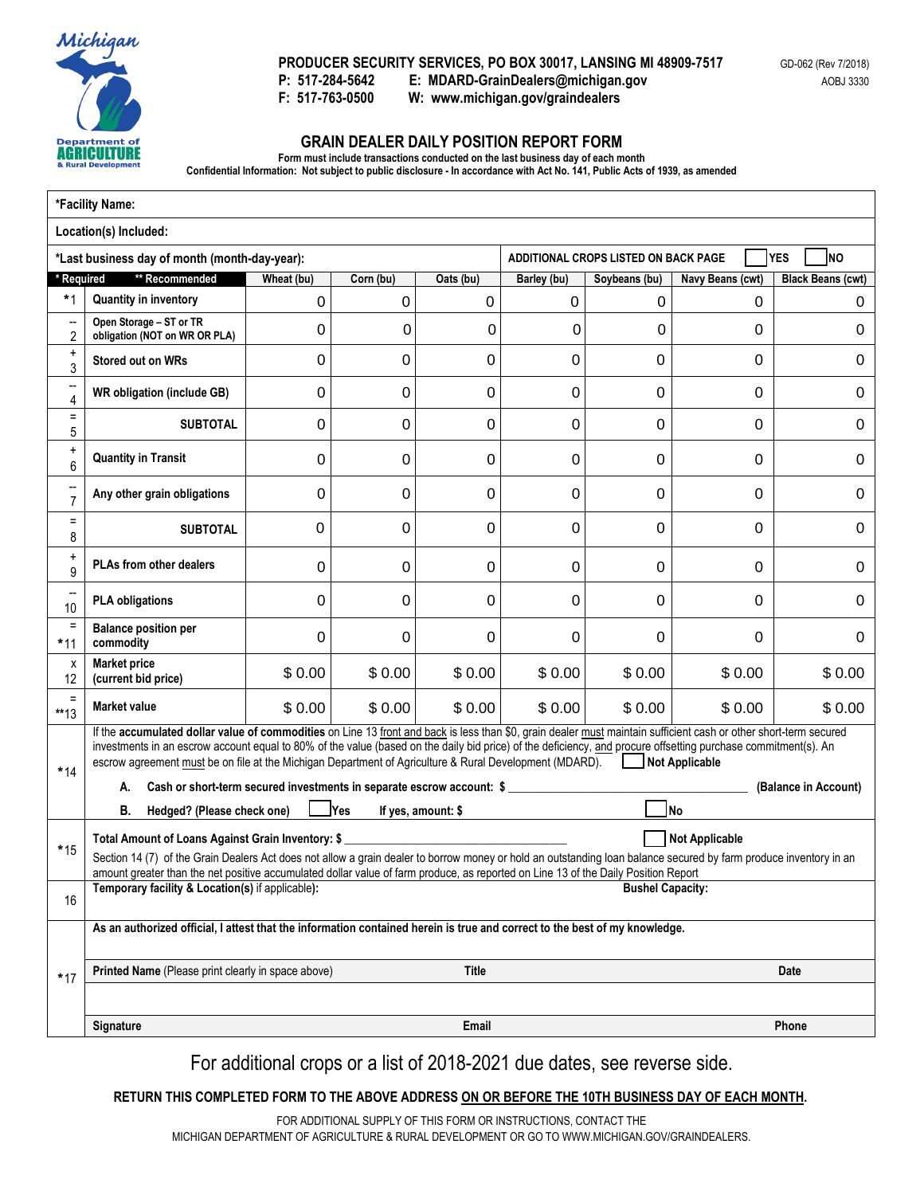PRODUCER SECURITY SERVICES, PO BOX 30017, LANSING MI 48909-7517
P: 517-284-5642 E: MDARD-GrainDealers@michigan.gov
F: 517-763-0500 W: www.michigan.gov/graindealers

GD-062 (Rev 7/2018)
AOBJ 3330

# GRAIN DEALER DAILY POSITION REPORT FORM

Form must include transactions conducted on the last business day of each month
Confidential Information: Not subject to public disclosure - In accordance with Act No. 141, Public Acts of 1939, as amended

**\*Facility Name:**

**Location(s) Included:**

**\*Last business day of month (month-day-year):**

**ADDITIONAL CROPS LISTED ON BACK PAGE** ☐ YES ☐ NO

| * Required | ** Recommended | Wheat (bu) | Corn (bu) | Oats (bu) | Barley (bu) | Soybeans (bu) | Navy Beans (cwt) | Black Beans (cwt) |
|---|---|---|---|---|---|---|---|---|
| *1 | Quantity in inventory | 0 | 0 | 0 | 0 | 0 | 0 | 0 |
| -- 2 | Open Storage – ST or TR obligation (NOT on WR OR PLA) | 0 | 0 | 0 | 0 | 0 | 0 | 0 |
| + 3 | Stored out on WRs | 0 | 0 | 0 | 0 | 0 | 0 | 0 |
| -- 4 | WR obligation (include GB) | 0 | 0 | 0 | 0 | 0 | 0 | 0 |
| = 5 | SUBTOTAL | 0 | 0 | 0 | 0 | 0 | 0 | 0 |
| + 6 | Quantity in Transit | 0 | 0 | 0 | 0 | 0 | 0 | 0 |
| -- 7 | Any other grain obligations | 0 | 0 | 0 | 0 | 0 | 0 | 0 |
| = 8 | SUBTOTAL | 0 | 0 | 0 | 0 | 0 | 0 | 0 |
| + 9 | PLAs from other dealers | 0 | 0 | 0 | 0 | 0 | 0 | 0 |
| -- 10 | PLA obligations | 0 | 0 | 0 | 0 | 0 | 0 | 0 |
| = *11 | Balance position per commodity | 0 | 0 | 0 | 0 | 0 | 0 | 0 |
| x 12 | Market price (current bid price) | $ 0.00 | $ 0.00 | $ 0.00 | $ 0.00 | $ 0.00 | $ 0.00 | $ 0.00 |
| = **13 | Market value | $ 0.00 | $ 0.00 | $ 0.00 | $ 0.00 | $ 0.00 | $ 0.00 | $ 0.00 |

**\*14** If the **accumulated dollar value of commodities** on Line 13 front and back is less than $0, grain dealer must maintain sufficient cash or other short-term secured investments in an escrow account equal to 80% of the value (based on the daily bid price) of the deficiency, and procure offsetting purchase commitment(s). An escrow agreement must be on file at the Michigan Department of Agriculture & Rural Development (MDARD). ☐ **Not Applicable**

**A. Cash or short-term secured investments in separate escrow account: $** ____________________ **(Balance in Account)**

**B. Hedged? (Please check one)** ☐ **Yes** **If yes, amount: $** ☐ **No**

**\*15** **Total Amount of Loans Against Grain Inventory: $** ____________________ ☐ **Not Applicable**

Section 14 (7) of the Grain Dealers Act does not allow a grain dealer to borrow money or hold an outstanding loan balance secured by farm produce inventory in an amount greater than the net positive accumulated dollar value of farm produce, as reported on Line 13 of the Daily Position Report

**16** **Temporary facility & Location(s)** if applicable**):** **Bushel Capacity:**

**\*17** **As an authorized official, I attest that the information contained herein is true and correct to the best of my knowledge.**

| **Printed Name** (Please print clearly in space above) | **Title** | **Date** |
|---|---|---|
| | | |
| **Signature** | **Email** | **Phone** |

For additional crops or a list of 2018-2021 due dates, see reverse side.

**RETURN THIS COMPLETED FORM TO THE ABOVE ADDRESS ON OR BEFORE THE 10TH BUSINESS DAY OF EACH MONTH.**

FOR ADDITIONAL SUPPLY OF THIS FORM OR INSTRUCTIONS, CONTACT THE MICHIGAN DEPARTMENT OF AGRICULTURE & RURAL DEVELOPMENT OR GO TO WWW.MICHIGAN.GOV/GRAINDEALERS.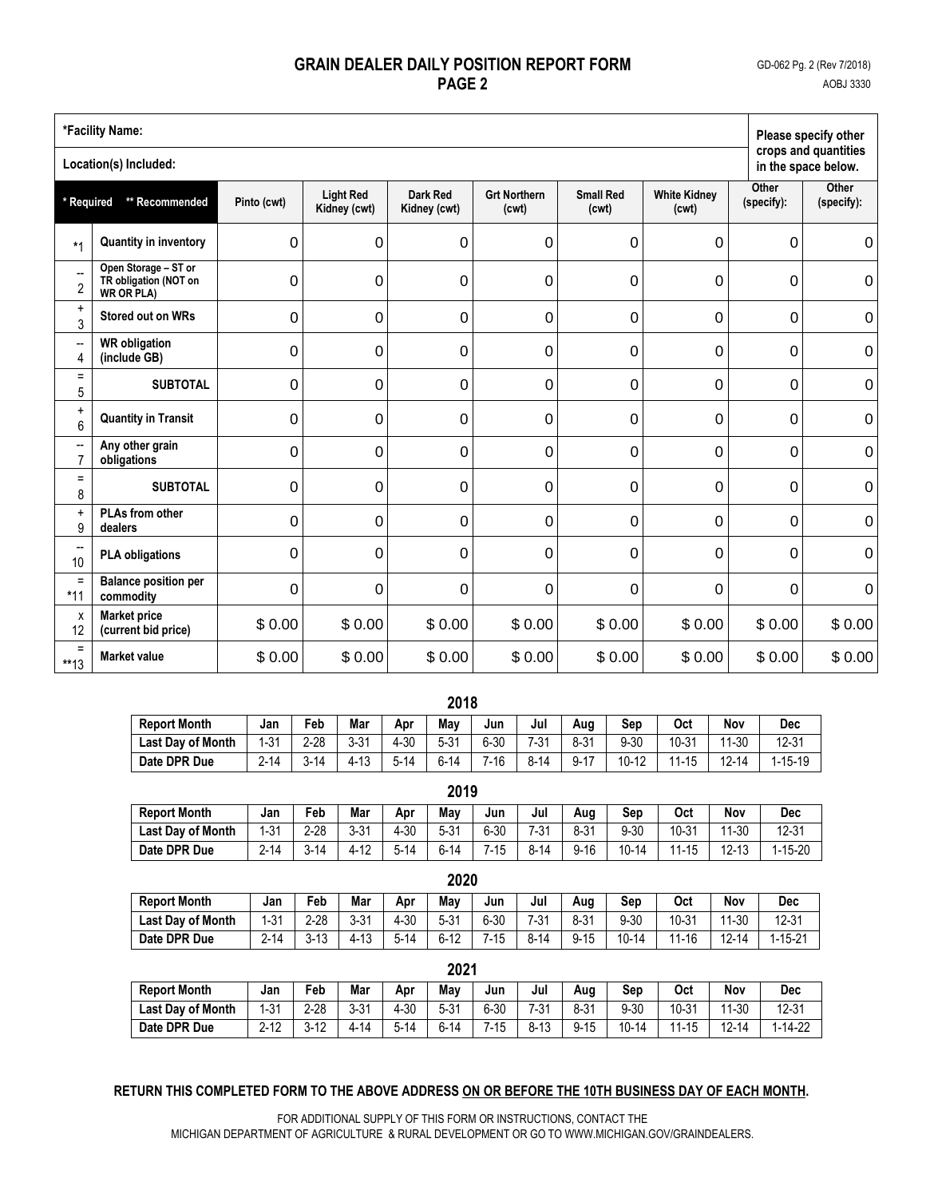# GRAIN DEALER DAILY POSITION REPORT FORM
## PAGE 2

GD-062 Pg. 2 (Rev 7/2018)
AOBJ 3330

| *Facility Name: | | | | | | | | | Please specify other crops and quantities in the space below. | |
|---|---|---|---|---|---|---|---|---|---|---|
| Location(s) Included: | | | | | | | | | | |
| * Required | ** Recommended | Pinto (cwt) | Light Red Kidney (cwt) | Dark Red Kidney (cwt) | Grt Northern (cwt) | Small Red (cwt) | White Kidney (cwt) | Other (specify): | Other (specify): | |
| *1 | Quantity in inventory | 0 | 0 | 0 | 0 | 0 | 0 | 0 | 0 | |
| -- 2 | Open Storage – ST or TR obligation (NOT on WR OR PLA) | 0 | 0 | 0 | 0 | 0 | 0 | 0 | 0 | |
| + 3 | Stored out on WRs | 0 | 0 | 0 | 0 | 0 | 0 | 0 | 0 | |
| -- 4 | WR obligation (include GB) | 0 | 0 | 0 | 0 | 0 | 0 | 0 | 0 | |
| = 5 | SUBTOTAL | 0 | 0 | 0 | 0 | 0 | 0 | 0 | 0 | |
| + 6 | Quantity in Transit | 0 | 0 | 0 | 0 | 0 | 0 | 0 | 0 | |
| -- 7 | Any other grain obligations | 0 | 0 | 0 | 0 | 0 | 0 | 0 | 0 | |
| = 8 | SUBTOTAL | 0 | 0 | 0 | 0 | 0 | 0 | 0 | 0 | |
| + 9 | PLAs from other dealers | 0 | 0 | 0 | 0 | 0 | 0 | 0 | 0 | |
| -- 10 | PLA obligations | 0 | 0 | 0 | 0 | 0 | 0 | 0 | 0 | |
| = *11 | Balance position per commodity | 0 | 0 | 0 | 0 | 0 | 0 | 0 | 0 | |
| x 12 | Market price (current bid price) | $ 0.00 | $ 0.00 | $ 0.00 | $ 0.00 | $ 0.00 | $ 0.00 | $ 0.00 | $ 0.00 | |
| = **13 | Market value | $ 0.00 | $ 0.00 | $ 0.00 | $ 0.00 | $ 0.00 | $ 0.00 | $ 0.00 | $ 0.00 | |

**2018**

| Report Month | Jan | Feb | Mar | Apr | May | Jun | Jul | Aug | Sep | Oct | Nov | Dec |
|---|---|---|---|---|---|---|---|---|---|---|---|---|
| Last Day of Month | 1-31 | 2-28 | 3-31 | 4-30 | 5-31 | 6-30 | 7-31 | 8-31 | 9-30 | 10-31 | 11-30 | 12-31 |
| Date DPR Due | 2-14 | 3-14 | 4-13 | 5-14 | 6-14 | 7-16 | 8-14 | 9-17 | 10-12 | 11-15 | 12-14 | 1-15-19 |

**2019**

| Report Month | Jan | Feb | Mar | Apr | May | Jun | Jul | Aug | Sep | Oct | Nov | Dec |
|---|---|---|---|---|---|---|---|---|---|---|---|---|
| Last Day of Month | 1-31 | 2-28 | 3-31 | 4-30 | 5-31 | 6-30 | 7-31 | 8-31 | 9-30 | 10-31 | 11-30 | 12-31 |
| Date DPR Due | 2-14 | 3-14 | 4-12 | 5-14 | 6-14 | 7-15 | 8-14 | 9-16 | 10-14 | 11-15 | 12-13 | 1-15-20 |

**2020**

| Report Month | Jan | Feb | Mar | Apr | May | Jun | Jul | Aug | Sep | Oct | Nov | Dec |
|---|---|---|---|---|---|---|---|---|---|---|---|---|
| Last Day of Month | 1-31 | 2-28 | 3-31 | 4-30 | 5-31 | 6-30 | 7-31 | 8-31 | 9-30 | 10-31 | 11-30 | 12-31 |
| Date DPR Due | 2-14 | 3-13 | 4-13 | 5-14 | 6-12 | 7-15 | 8-14 | 9-15 | 10-14 | 11-16 | 12-14 | 1-15-21 |

**2021**

| Report Month | Jan | Feb | Mar | Apr | May | Jun | Jul | Aug | Sep | Oct | Nov | Dec |
|---|---|---|---|---|---|---|---|---|---|---|---|---|
| Last Day of Month | 1-31 | 2-28 | 3-31 | 4-30 | 5-31 | 6-30 | 7-31 | 8-31 | 9-30 | 10-31 | 11-30 | 12-31 |
| Date DPR Due | 2-12 | 3-12 | 4-14 | 5-14 | 6-14 | 7-15 | 8-13 | 9-15 | 10-14 | 11-15 | 12-14 | 1-14-22 |

**RETURN THIS COMPLETED FORM TO THE ABOVE ADDRESS ON OR BEFORE THE 10TH BUSINESS DAY OF EACH MONTH.**

FOR ADDITIONAL SUPPLY OF THIS FORM OR INSTRUCTIONS, CONTACT THE MICHIGAN DEPARTMENT OF AGRICULTURE & RURAL DEVELOPMENT OR GO TO WWW.MICHIGAN.GOV/GRAINDEALERS.